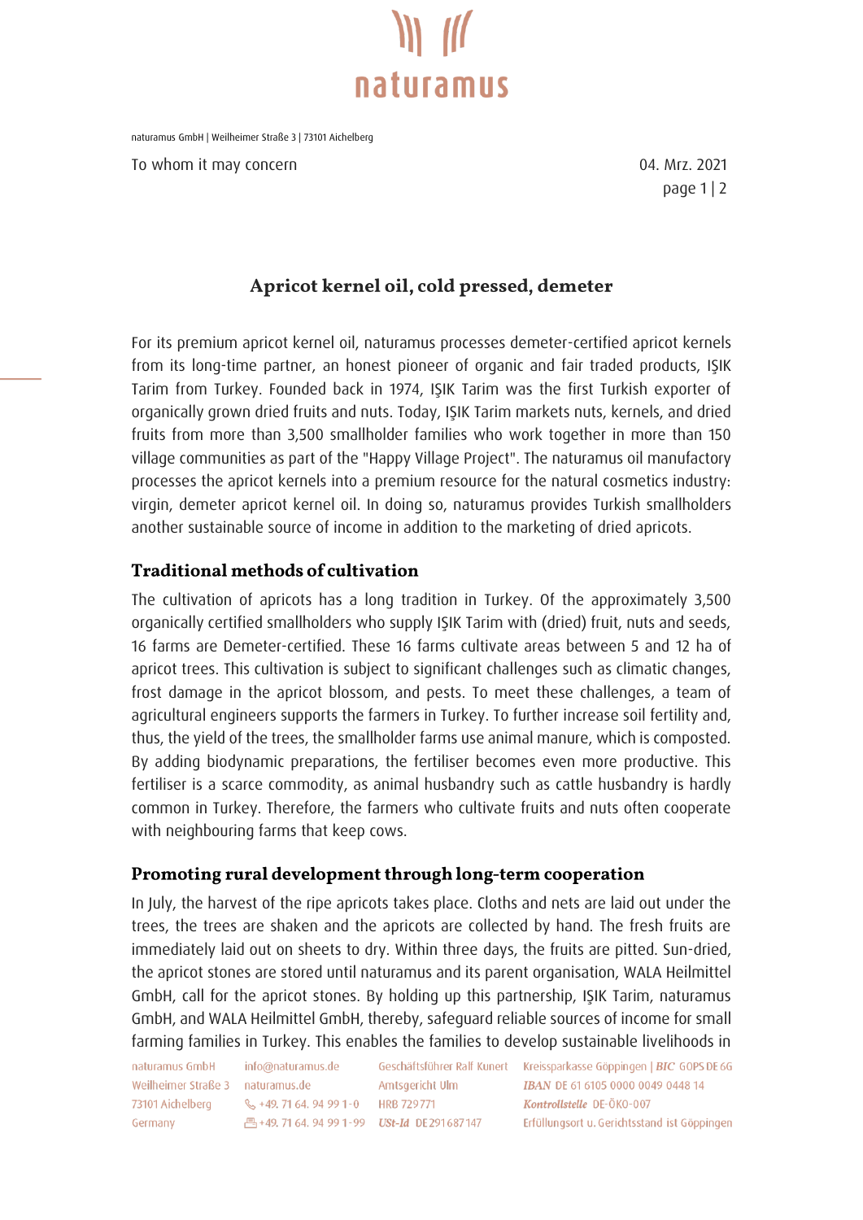naturamus GmbH | Weilheimer Straße 3 | 73101 Aichelberg

To whom it may concern

04. Mrz. 2021

# Apricot kernel oil, cold pressed, demeter

For its premium apricot kernel oil, naturamus processes demeter-certified apricot kernels from its long-time partner, an honest pioneer of organic and fair traded products, IŞIK Tarim from Turkey. Founded back in 1974, IŞIK Tarim was the first Turkish exporter of organically grown dried fruits and nuts. Today, IŞIK Tarim markets nuts, kernels, and dried fruits from more than 3,500 smallholder families who work together in more than 150 village communities as part of the "Happy Village Project". The naturamus oil manufactory processes the apricot kernels into a premium resource for the natural cosmetics industry: virgin, demeter apricot kernel oil. In doing so, naturamus provides Turkish smallholders another sustainable source of income in addition to the marketing of dried apricots.

## Traditional methods of cultivation

The cultivation of apricots has a long tradition in Turkey. Of the approximately 3,500 organically certified smallholders who supply IŞIK Tarim with (dried) fruit, nuts and seeds, 16 farms are Demeter-certified. These 16 farms cultivate areas between 5 and 12 ha of apricot trees. This cultivation is subject to significant challenges such as climatic changes, frost damage in the apricot blossom, and pests. To meet these challenges, a team of agricultural engineers supports the farmers in Turkey. To further increase soil fertility and, thus, the yield of the trees, the smallholder farms use animal manure, which is composted. By adding biodynamic preparations, the fertiliser becomes even more productive. This fertiliser is a scarce commodity, as animal husbandry such as cattle husbandry is hardly common in Turkey. Therefore, the farmers who cultivate fruits and nuts often cooperate with neighbouring farms that keep cows.

## Promoting rural development through long-term cooperation

In July, the harvest of the ripe apricots takes place. Cloths and nets are laid out under the trees, the trees are shaken and the apricots are collected by hand. The fresh fruits are immediately laid out on sheets to dry. Within three days, the fruits are pitted. Sun-dried, the apricot stones are stored until naturamus and its parent organisation, WALA Heilmittel GmbH, call for the apricot stones. By holding up this partnership, IŞIK Tarim, naturamus GmbH, and WALA Heilmittel GmbH, thereby, safeguard reliable sources of income for small farming families in Turkey. This enables the families to develop sustainable livelihoods in

naturamus GmbH
Weilheimer Straße 3
73101 Aichelberg
Germany

info@naturamus.de
naturamus.de
+49. 71 64. 94 99 1-0
+49. 71 64. 94 99 1-99

Geschäftsführer Ralf Kunert
Amtsgericht Ulm
HRB 729771
*USt-Id* DE 291 687 147

Kreissparkasse Göppingen | *BIC* GOPS DE 6G
*IBAN* DE 61 6105 0000 0049 0448 14
*Kontrollstelle* DE-ÖKO-007
Erfüllungsort u. Gerichtsstand ist Göppingen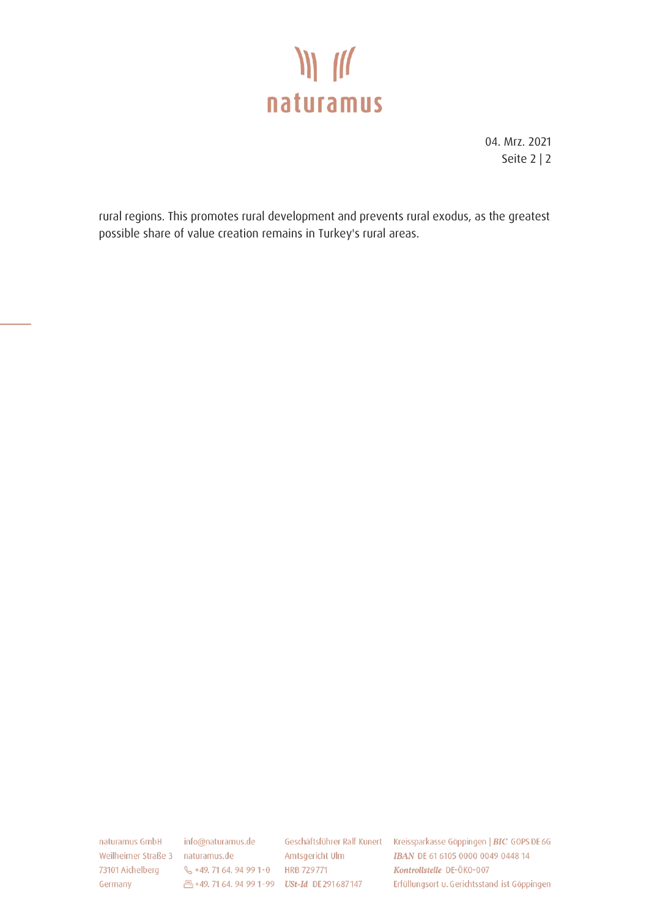rural regions. This promotes rural development and prevents rural exodus, as the greatest possible share of value creation remains in Turkey's rural areas.